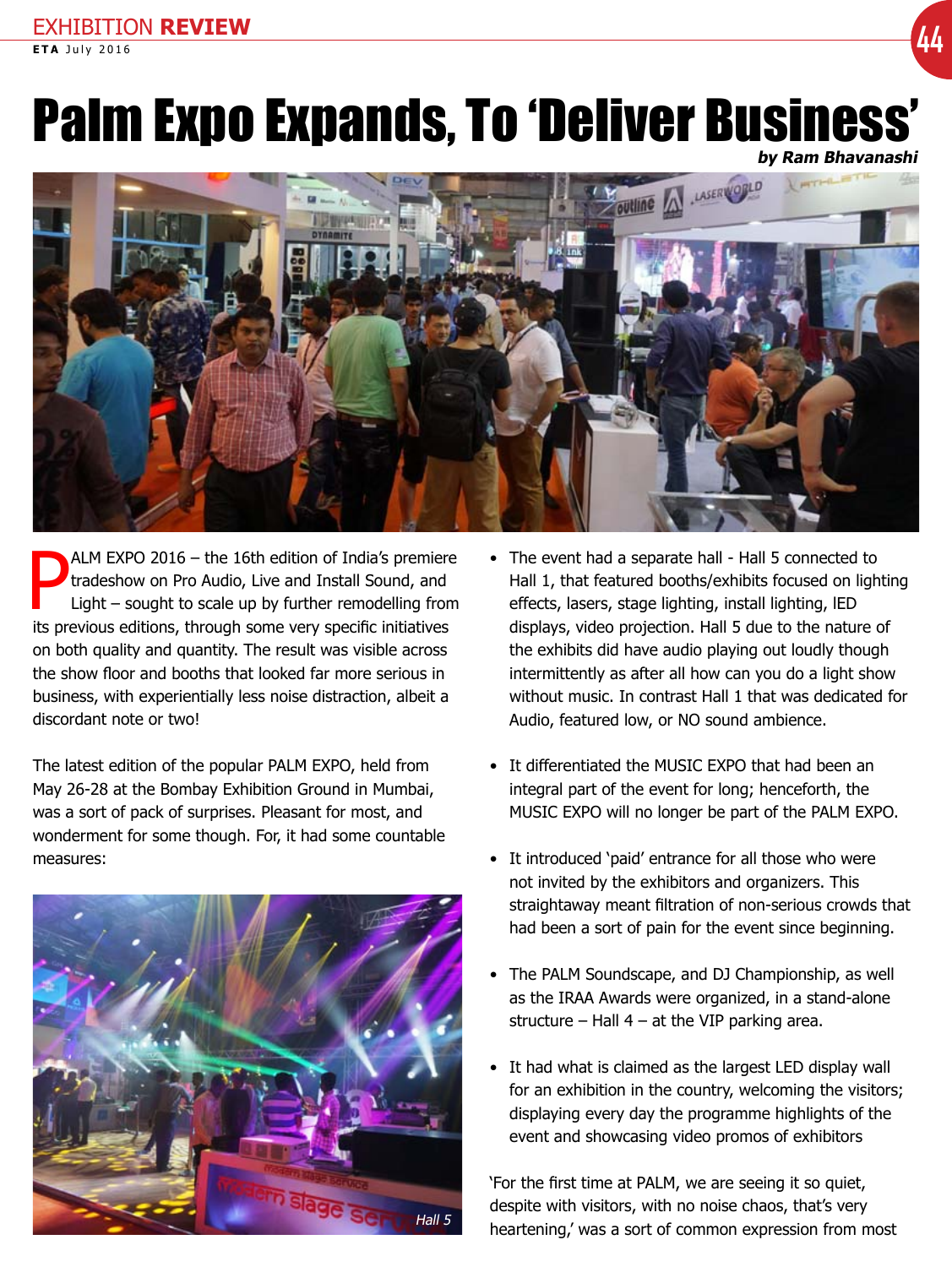# Palm Expo Expands, To 'Deliver Business'

***by Ram Bhavanashi***

PALM EXPO 2016 – the 16th edition of India's premiere tradeshow on Pro Audio, Live and Install Sound, and Light – sought to scale up by further remodelling from its previous editions, through some very specific initiatives on both quality and quantity. The result was visible across the show floor and booths that looked far more serious in business, with experientially less noise distraction, albeit a discordant note or two!

The latest edition of the popular PALM EXPO, held from May 26-28 at the Bombay Exhibition Ground in Mumbai, was a sort of pack of surprises. Pleasant for most, and wonderment for some though. For, it had some countable measures:

Hall 5

- The event had a separate hall - Hall 5 connected to Hall 1, that featured booths/exhibits focused on lighting effects, lasers, stage lighting, install lighting, lED displays, video projection. Hall 5 due to the nature of the exhibits did have audio playing out loudly though intermittently as after all how can you do a light show without music. In contrast Hall 1 that was dedicated for Audio, featured low, or NO sound ambience.

- It differentiated the MUSIC EXPO that had been an integral part of the event for long; henceforth, the MUSIC EXPO will no longer be part of the PALM EXPO.

- It introduced 'paid' entrance for all those who were not invited by the exhibitors and organizers. This straightaway meant filtration of non-serious crowds that had been a sort of pain for the event since beginning.

- The PALM Soundscape, and DJ Championship, as well as the IRAA Awards were organized, in a stand-alone structure – Hall 4 – at the VIP parking area.

- It had what is claimed as the largest LED display wall for an exhibition in the country, welcoming the visitors; displaying every day the programme highlights of the event and showcasing video promos of exhibitors

'For the first time at PALM, we are seeing it so quiet, despite with visitors, with no noise chaos, that's very heartening,' was a sort of common expression from most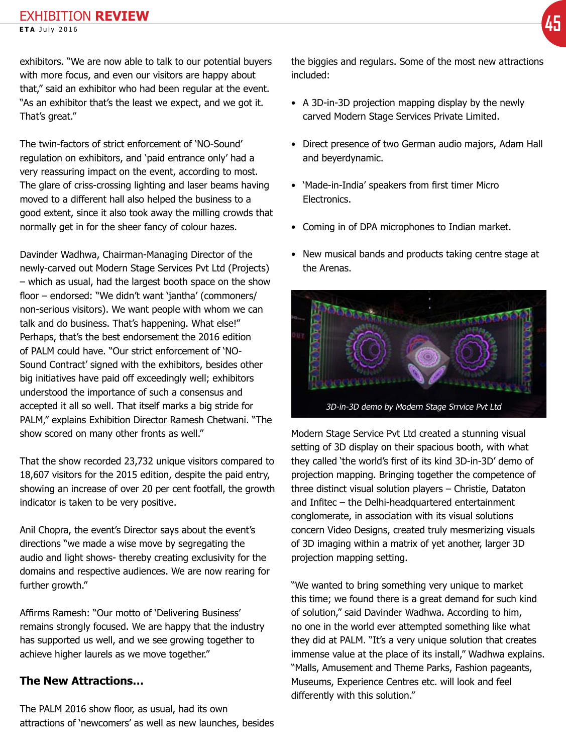exhibitors. "We are now able to talk to our potential buyers with more focus, and even our visitors are happy about that," said an exhibitor who had been regular at the event. "As an exhibitor that's the least we expect, and we got it. That's great."

The twin-factors of strict enforcement of 'NO-Sound' regulation on exhibitors, and 'paid entrance only' had a very reassuring impact on the event, according to most. The glare of criss-crossing lighting and laser beams having moved to a different hall also helped the business to a good extent, since it also took away the milling crowds that normally get in for the sheer fancy of colour hazes.

Davinder Wadhwa, Chairman-Managing Director of the newly-carved out Modern Stage Services Pvt Ltd (Projects) – which as usual, had the largest booth space on the show floor – endorsed: "We didn't want 'jantha' (commoners/non-serious visitors). We want people with whom we can talk and do business. That's happening. What else!" Perhaps, that's the best endorsement the 2016 edition of PALM could have. "Our strict enforcement of 'NO-Sound Contract' signed with the exhibitors, besides other big initiatives have paid off exceedingly well; exhibitors understood the importance of such a consensus and accepted it all so well. That itself marks a big stride for PALM," explains Exhibition Director Ramesh Chetwani. "The show scored on many other fronts as well."

That the show recorded 23,732 unique visitors compared to 18,607 visitors for the 2015 edition, despite the paid entry, showing an increase of over 20 per cent footfall, the growth indicator is taken to be very positive.

Anil Chopra, the event's Director says about the event's directions "we made a wise move by segregating the audio and light shows- thereby creating exclusivity for the domains and respective audiences. We are now rearing for further growth."

Affirms Ramesh: "Our motto of 'Delivering Business' remains strongly focused. We are happy that the industry has supported us well, and we see growing together to achieve higher laurels as we move together."

## The New Attractions...

The PALM 2016 show floor, as usual, had its own attractions of 'newcomers' as well as new launches, besides the biggies and regulars. Some of the most new attractions included:

- A 3D-in-3D projection mapping display by the newly carved Modern Stage Services Private Limited.
- Direct presence of two German audio majors, Adam Hall and beyerdynamic.
- 'Made-in-India' speakers from first timer Micro Electronics.
- Coming in of DPA microphones to Indian market.
- New musical bands and products taking centre stage at the Arenas.

*3D-in-3D demo by Modern Stage Srrvice Pvt Ltd*

Modern Stage Service Pvt Ltd created a stunning visual setting of 3D display on their spacious booth, with what they called 'the world's first of its kind 3D-in-3D' demo of projection mapping. Bringing together the competence of three distinct visual solution players – Christie, Dataton and Infitec – the Delhi-headquartered entertainment conglomerate, in association with its visual solutions concern Video Designs, created truly mesmerizing visuals of 3D imaging within a matrix of yet another, larger 3D projection mapping setting.

"We wanted to bring something very unique to market this time; we found there is a great demand for such kind of solution," said Davinder Wadhwa. According to him, no one in the world ever attempted something like what they did at PALM. "It's a very unique solution that creates immense value at the place of its install," Wadhwa explains. "Malls, Amusement and Theme Parks, Fashion pageants, Museums, Experience Centres etc. will look and feel differently with this solution."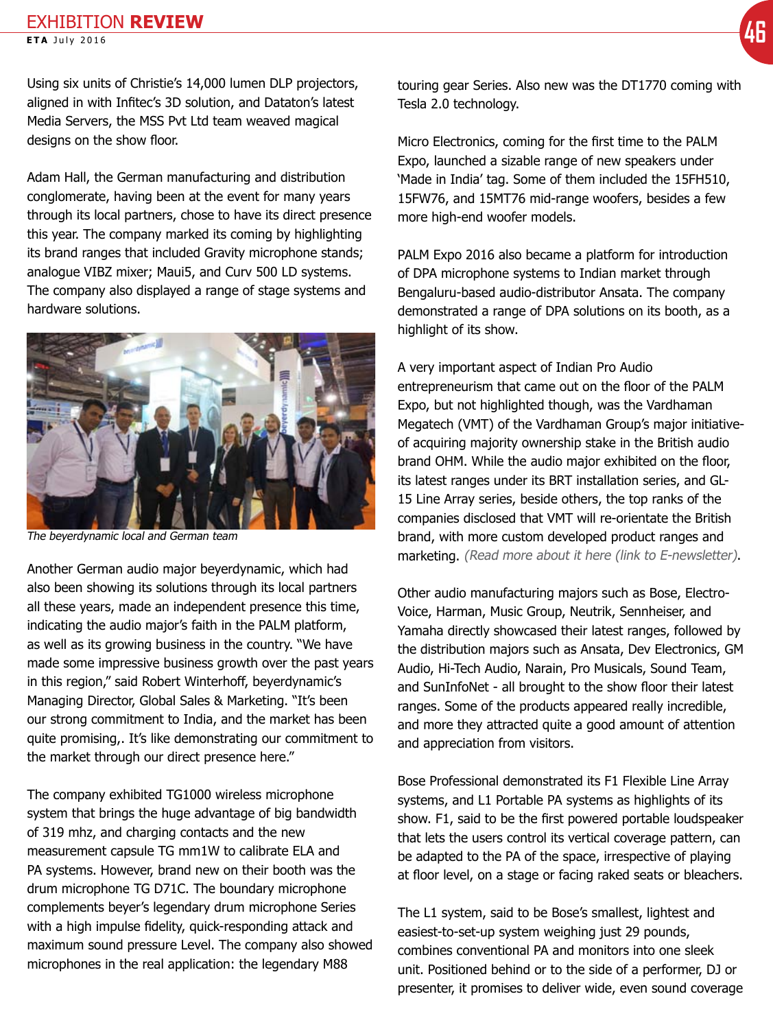Using six units of Christie's 14,000 lumen DLP projectors, aligned in with Infitec's 3D solution, and Dataton's latest Media Servers, the MSS Pvt Ltd team weaved magical designs on the show floor.

Adam Hall, the German manufacturing and distribution conglomerate, having been at the event for many years through its local partners, chose to have its direct presence this year. The company marked its coming by highlighting its brand ranges that included Gravity microphone stands; analogue VIBZ mixer; Maui5, and Curv 500 LD systems. The company also displayed a range of stage systems and hardware solutions.

*The beyerdynamic local and German team*

Another German audio major beyerdynamic, which had also been showing its solutions through its local partners all these years, made an independent presence this time, indicating the audio major's faith in the PALM platform, as well as its growing business in the country. "We have made some impressive business growth over the past years in this region," said Robert Winterhoff, beyerdynamic's Managing Director, Global Sales & Marketing. "It's been our strong commitment to India, and the market has been quite promising,. It's like demonstrating our commitment to the market through our direct presence here."

The company exhibited TG1000 wireless microphone system that brings the huge advantage of big bandwidth of 319 mhz, and charging contacts and the new measurement capsule TG mm1W to calibrate ELA and PA systems. However, brand new on their booth was the drum microphone TG D71C. The boundary microphone complements beyer's legendary drum microphone Series with a high impulse fidelity, quick-responding attack and maximum sound pressure Level. The company also showed microphones in the real application: the legendary M88 touring gear Series. Also new was the DT1770 coming with Tesla 2.0 technology.

Micro Electronics, coming for the first time to the PALM Expo, launched a sizable range of new speakers under 'Made in India' tag. Some of them included the 15FH510, 15FW76, and 15MT76 mid-range woofers, besides a few more high-end woofer models.

PALM Expo 2016 also became a platform for introduction of DPA microphone systems to Indian market through Bengaluru-based audio-distributor Ansata. The company demonstrated a range of DPA solutions on its booth, as a highlight of its show.

A very important aspect of Indian Pro Audio entrepreneurism that came out on the floor of the PALM Expo, but not highlighted though, was the Vardhaman Megatech (VMT) of the Vardhaman Group's major initiative-of acquiring majority ownership stake in the British audio brand OHM. While the audio major exhibited on the floor, its latest ranges under its BRT installation series, and GL-15 Line Array series, beside others, the top ranks of the companies disclosed that VMT will re-orientate the British brand, with more custom developed product ranges and marketing. *(Read more about it here (link to E-newsletter)*.

Other audio manufacturing majors such as Bose, Electro-Voice, Harman, Music Group, Neutrik, Sennheiser, and Yamaha directly showcased their latest ranges, followed by the distribution majors such as Ansata, Dev Electronics, GM Audio, Hi-Tech Audio, Narain, Pro Musicals, Sound Team, and SunInfoNet - all brought to the show floor their latest ranges. Some of the products appeared really incredible, and more they attracted quite a good amount of attention and appreciation from visitors.

Bose Professional demonstrated its F1 Flexible Line Array systems, and L1 Portable PA systems as highlights of its show. F1, said to be the first powered portable loudspeaker that lets the users control its vertical coverage pattern, can be adapted to the PA of the space, irrespective of playing at floor level, on a stage or facing raked seats or bleachers.

The L1 system, said to be Bose's smallest, lightest and easiest-to-set-up system weighing just 29 pounds, combines conventional PA and monitors into one sleek unit. Positioned behind or to the side of a performer, DJ or presenter, it promises to deliver wide, even sound coverage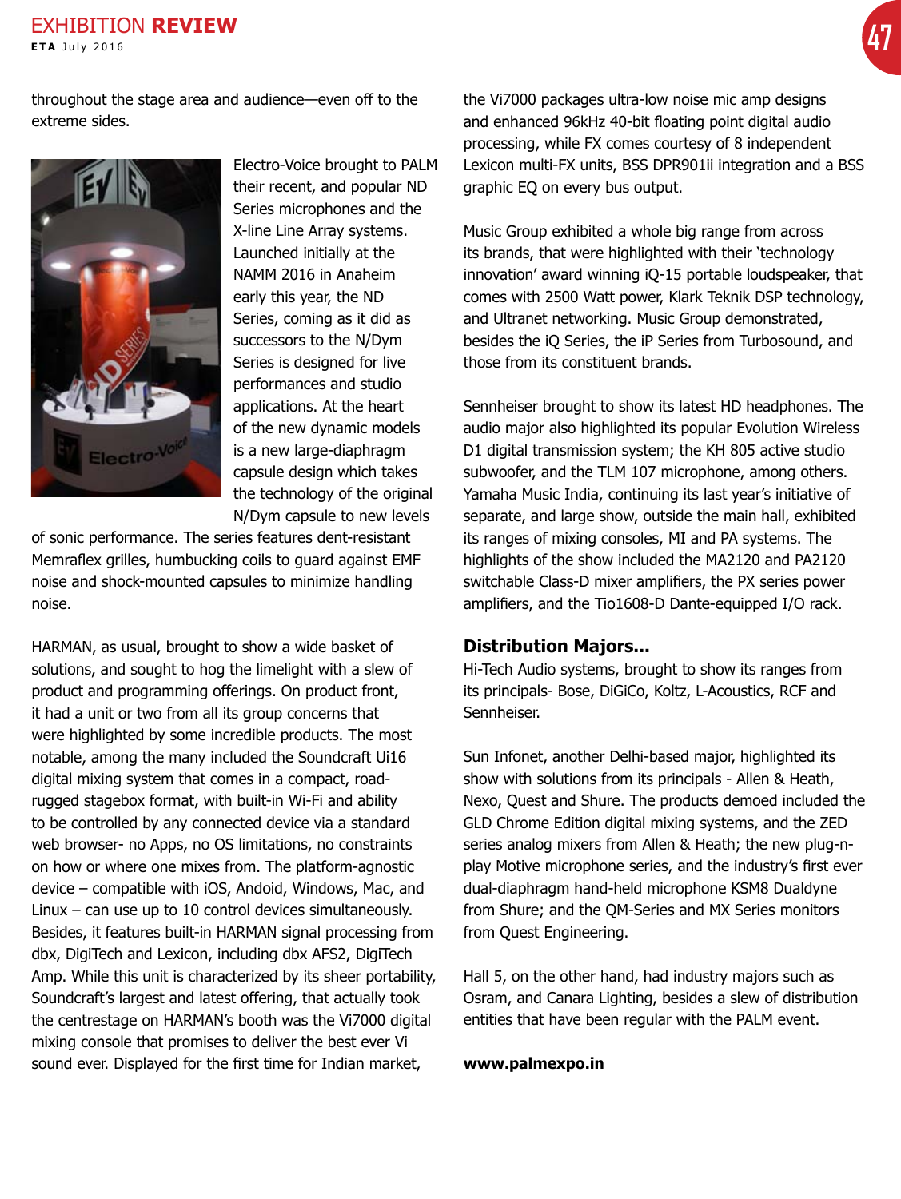throughout the stage area and audience—even off to the extreme sides.

Electro-Voice brought to PALM their recent, and popular ND Series microphones and the X-line Line Array systems. Launched initially at the NAMM 2016 in Anaheim early this year, the ND Series, coming as it did as successors to the N/Dym Series is designed for live performances and studio applications. At the heart of the new dynamic models is a new large-diaphragm capsule design which takes the technology of the original N/Dym capsule to new levels of sonic performance. The series features dent-resistant Memraflex grilles, humbucking coils to guard against EMF noise and shock-mounted capsules to minimize handling noise.

HARMAN, as usual, brought to show a wide basket of solutions, and sought to hog the limelight with a slew of product and programming offerings. On product front, it had a unit or two from all its group concerns that were highlighted by some incredible products. The most notable, among the many included the Soundcraft Ui16 digital mixing system that comes in a compact, road-rugged stagebox format, with built-in Wi-Fi and ability to be controlled by any connected device via a standard web browser- no Apps, no OS limitations, no constraints on how or where one mixes from. The platform-agnostic device – compatible with iOS, Andoid, Windows, Mac, and Linux – can use up to 10 control devices simultaneously. Besides, it features built-in HARMAN signal processing from dbx, DigiTech and Lexicon, including dbx AFS2, DigiTech Amp. While this unit is characterized by its sheer portability, Soundcraft's largest and latest offering, that actually took the centrestage on HARMAN's booth was the Vi7000 digital mixing console that promises to deliver the best ever Vi sound ever. Displayed for the first time for Indian market, the Vi7000 packages ultra-low noise mic amp designs and enhanced 96kHz 40-bit floating point digital audio processing, while FX comes courtesy of 8 independent Lexicon multi-FX units, BSS DPR901ii integration and a BSS graphic EQ on every bus output.

Music Group exhibited a whole big range from across its brands, that were highlighted with their 'technology innovation' award winning iQ-15 portable loudspeaker, that comes with 2500 Watt power, Klark Teknik DSP technology, and Ultranet networking. Music Group demonstrated, besides the iQ Series, the iP Series from Turbosound, and those from its constituent brands.

Sennheiser brought to show its latest HD headphones. The audio major also highlighted its popular Evolution Wireless D1 digital transmission system; the KH 805 active studio subwoofer, and the TLM 107 microphone, among others. Yamaha Music India, continuing its last year's initiative of separate, and large show, outside the main hall, exhibited its ranges of mixing consoles, MI and PA systems. The highlights of the show included the MA2120 and PA2120 switchable Class-D mixer amplifiers, the PX series power amplifiers, and the Tio1608-D Dante-equipped I/O rack.

## Distribution Majors...

Hi-Tech Audio systems, brought to show its ranges from its principals- Bose, DiGiCo, Koltz, L-Acoustics, RCF and Sennheiser.

Sun Infonet, another Delhi-based major, highlighted its show with solutions from its principals - Allen & Heath, Nexo, Quest and Shure. The products demoed included the GLD Chrome Edition digital mixing systems, and the ZED series analog mixers from Allen & Heath; the new plug-n-play Motive microphone series, and the industry's first ever dual-diaphragm hand-held microphone KSM8 Dualdyne from Shure; and the QM-Series and MX Series monitors from Quest Engineering.

Hall 5, on the other hand, had industry majors such as Osram, and Canara Lighting, besides a slew of distribution entities that have been regular with the PALM event.

**www.palmexpo.in**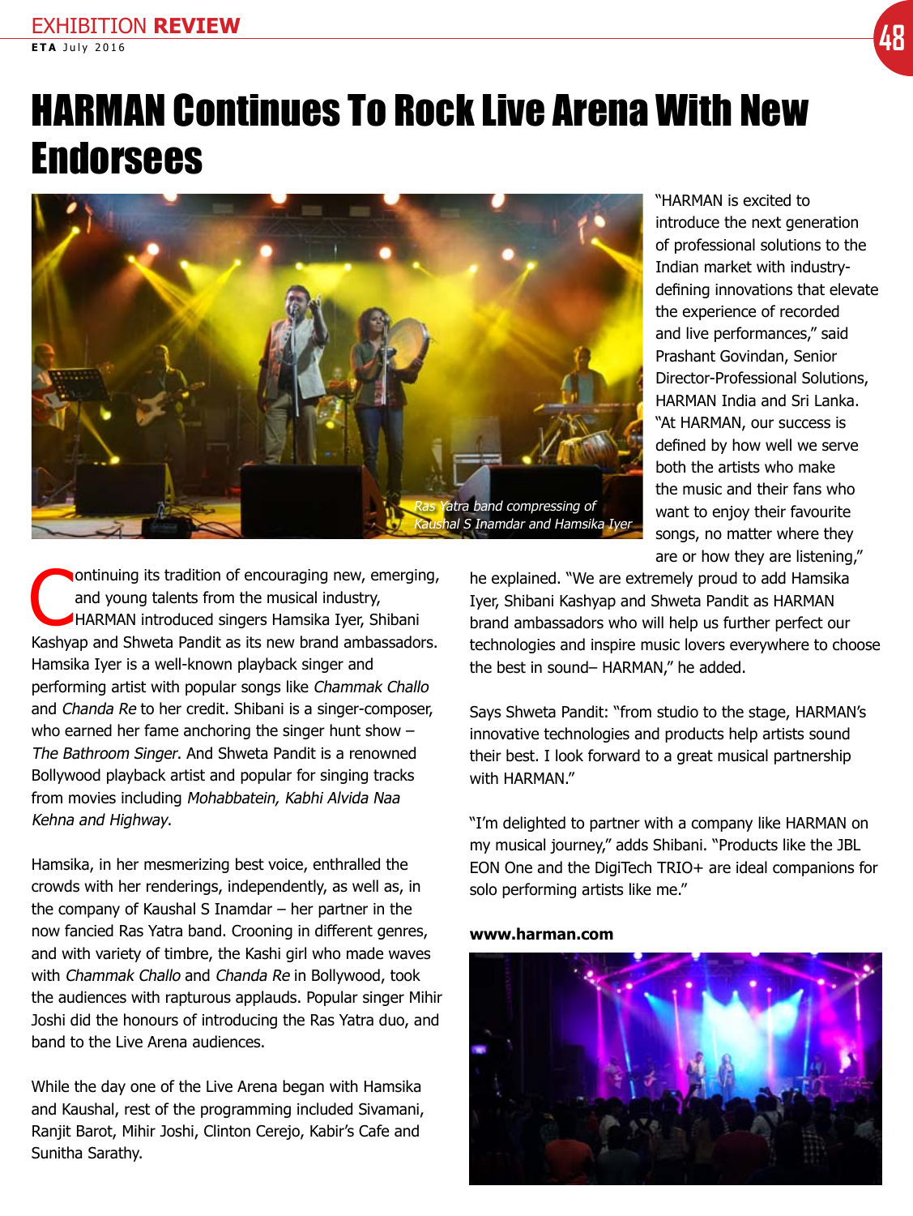# HARMAN Continues To Rock Live Arena With New Endorsees

*Ras Yatra band compressing of Kaushal S Inamdar and Hamsika Iyer*

Continuing its tradition of encouraging new, emerging, and young talents from the musical industry, HARMAN introduced singers Hamsika Iyer, Shibani Kashyap and Shweta Pandit as its new brand ambassadors. Hamsika Iyer is a well-known playback singer and performing artist with popular songs like *Chammak Challo* and *Chanda Re* to her credit. Shibani is a singer-composer, who earned her fame anchoring the singer hunt show – *The Bathroom Singer*. And Shweta Pandit is a renowned Bollywood playback artist and popular for singing tracks from movies including *Mohabbatein, Kabhi Alvida Naa Kehna and Highway*.

Hamsika, in her mesmerizing best voice, enthralled the crowds with her renderings, independently, as well as, in the company of Kaushal S Inamdar – her partner in the now fancied Ras Yatra band. Crooning in different genres, and with variety of timbre, the Kashi girl who made waves with *Chammak Challo* and *Chanda Re* in Bollywood, took the audiences with rapturous applauds. Popular singer Mihir Joshi did the honours of introducing the Ras Yatra duo, and band to the Live Arena audiences.

While the day one of the Live Arena began with Hamsika and Kaushal, rest of the programming included Sivamani, Ranjit Barot, Mihir Joshi, Clinton Cerejo, Kabir's Cafe and Sunitha Sarathy.

"HARMAN is excited to introduce the next generation of professional solutions to the Indian market with industry-defining innovations that elevate the experience of recorded and live performances," said Prashant Govindan, Senior Director-Professional Solutions, HARMAN India and Sri Lanka. "At HARMAN, our success is defined by how well we serve both the artists who make the music and their fans who want to enjoy their favourite songs, no matter where they are or how they are listening," he explained. "We are extremely proud to add Hamsika Iyer, Shibani Kashyap and Shweta Pandit as HARMAN brand ambassadors who will help us further perfect our technologies and inspire music lovers everywhere to choose the best in sound– HARMAN," he added.

Says Shweta Pandit: "from studio to the stage, HARMAN's innovative technologies and products help artists sound their best. I look forward to a great musical partnership with HARMAN."

"I'm delighted to partner with a company like HARMAN on my musical journey," adds Shibani. "Products like the JBL EON One and the DigiTech TRIO+ are ideal companions for solo performing artists like me."

**www.harman.com**